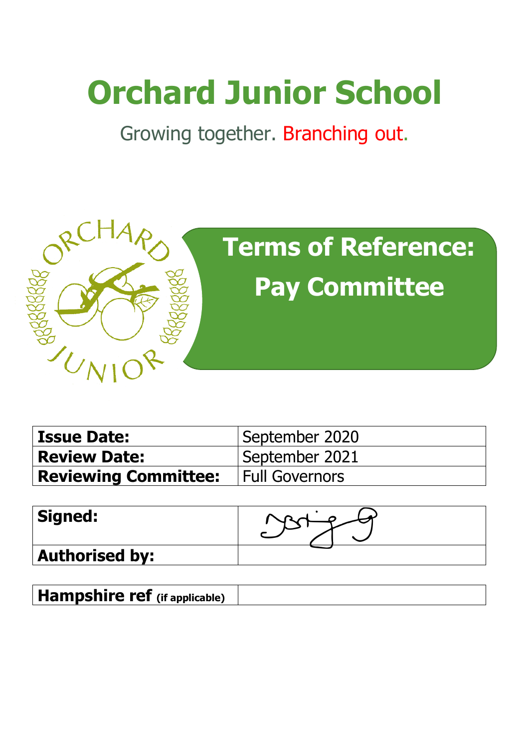# Orchard Junior School

Growing together. Branching out.

## Terms of Reference: Pay Committee

| **Issue Date:** | September 2020 |
|---|---|
| **Review Date:** | September 2021 |
| **Reviewing Committee:** | Full Governors |

| **Signed:** | |
|---|---|
| **Authorised by:** | |

| **Hampshire ref** (if applicable) | |
|---|---|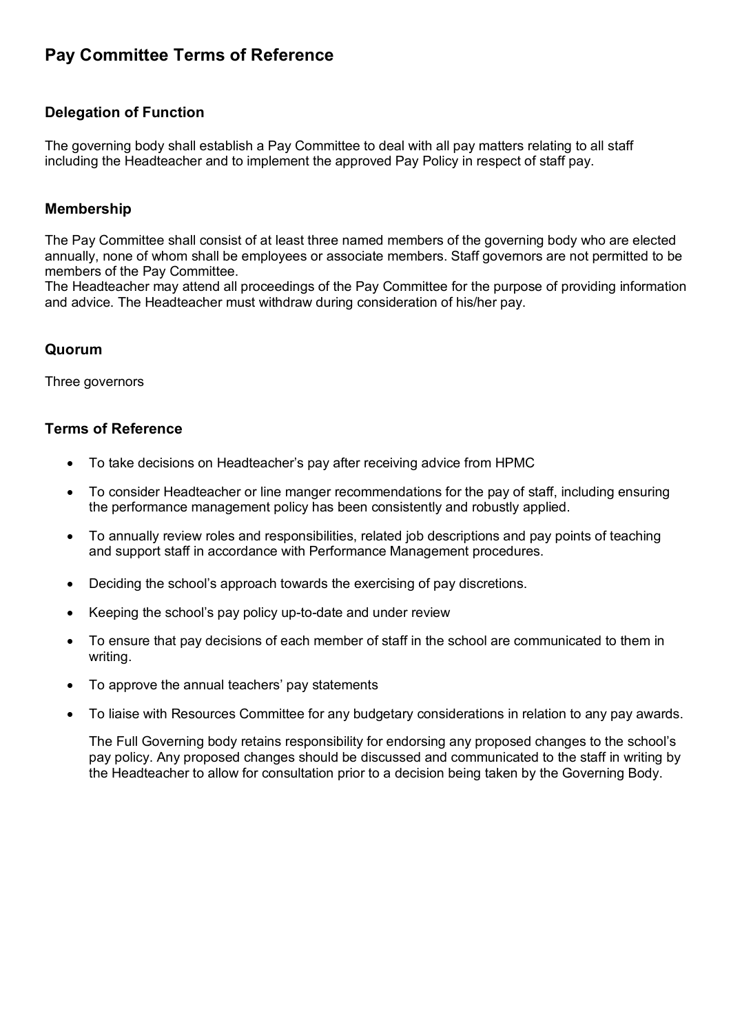# Pay Committee Terms of Reference

## Delegation of Function

The governing body shall establish a Pay Committee to deal with all pay matters relating to all staff including the Headteacher and to implement the approved Pay Policy in respect of staff pay.

## Membership

The Pay Committee shall consist of at least three named members of the governing body who are elected annually, none of whom shall be employees or associate members. Staff governors are not permitted to be members of the Pay Committee.
The Headteacher may attend all proceedings of the Pay Committee for the purpose of providing information and advice. The Headteacher must withdraw during consideration of his/her pay.

## Quorum

Three governors

## Terms of Reference

- To take decisions on Headteacher's pay after receiving advice from HPMC
- To consider Headteacher or line manger recommendations for the pay of staff, including ensuring the performance management policy has been consistently and robustly applied.
- To annually review roles and responsibilities, related job descriptions and pay points of teaching and support staff in accordance with Performance Management procedures.
- Deciding the school's approach towards the exercising of pay discretions.
- Keeping the school's pay policy up-to-date and under review
- To ensure that pay decisions of each member of staff in the school are communicated to them in writing.
- To approve the annual teachers' pay statements
- To liaise with Resources Committee for any budgetary considerations in relation to any pay awards.

  The Full Governing body retains responsibility for endorsing any proposed changes to the school's pay policy. Any proposed changes should be discussed and communicated to the staff in writing by the Headteacher to allow for consultation prior to a decision being taken by the Governing Body.